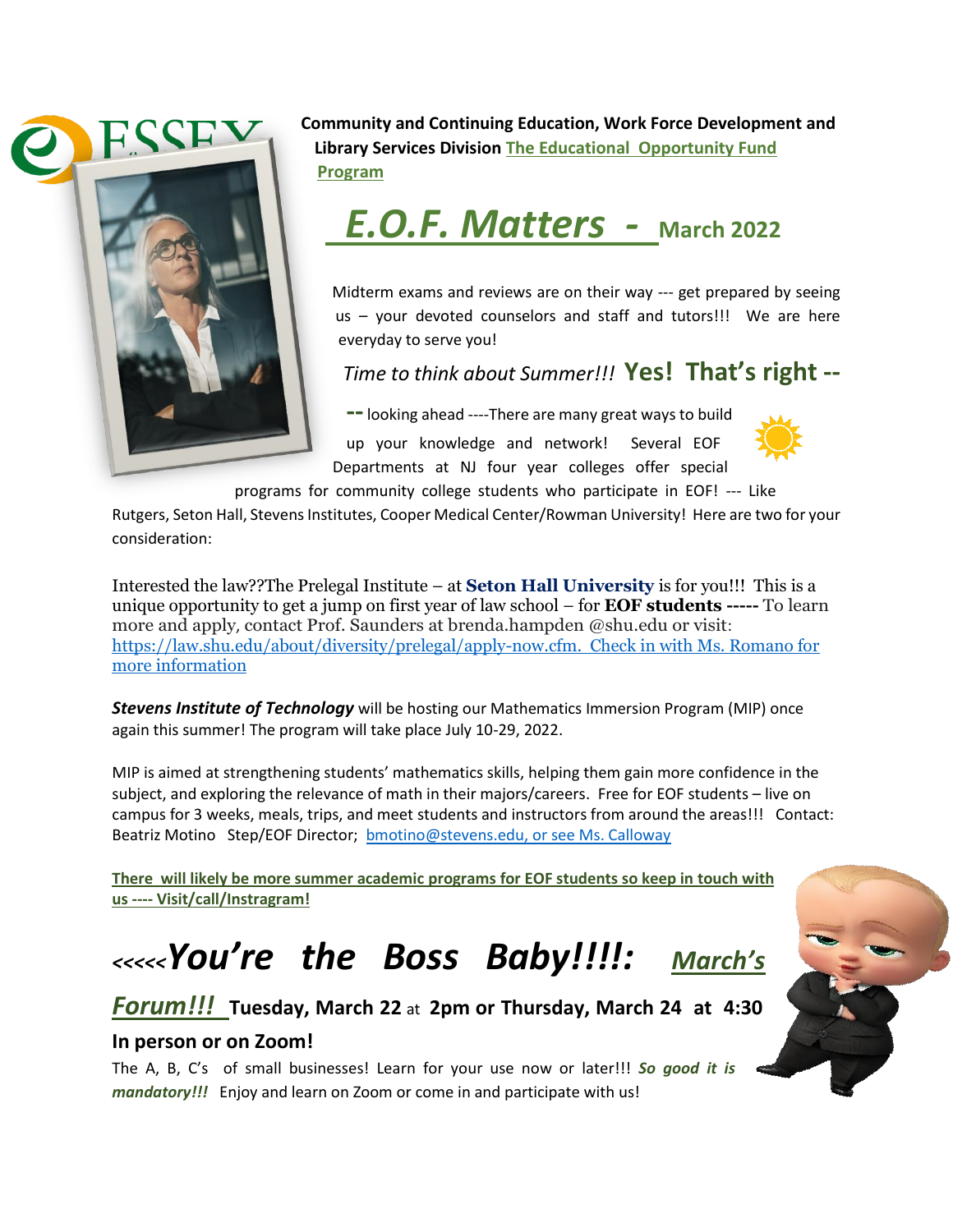**Community and Continuing Education, Work Force Development and Library Services Division** **The Educational Opportunity Fund Program**

# E.O.F. Matters - March 2022

Midterm exams and reviews are on their way --- get prepared by seeing us – your devoted counselors and staff and tutors!!! We are here everyday to serve you!

*Time to think about Summer!!!* **Yes! That's right --**

**--** looking ahead ----There are many great ways to build up your knowledge and network! Several EOF Departments at NJ four year colleges offer special programs for community college students who participate in EOF! --- Like Rutgers, Seton Hall, Stevens Institutes, Cooper Medical Center/Rowman University! Here are two for your consideration:

Interested the law??The Prelegal Institute – at **Seton Hall University** is for you!!! This is a unique opportunity to get a jump on first year of law school – for **EOF students -----** To learn more and apply, contact Prof. Saunders at brenda.hampden @shu.edu or visit: https://law.shu.edu/about/diversity/prelegal/apply-now.cfm. Check in with Ms. Romano for more information

***Stevens Institute of Technology*** will be hosting our Mathematics Immersion Program (MIP) once again this summer! The program will take place July 10-29, 2022.

MIP is aimed at strengthening students' mathematics skills, helping them gain more confidence in the subject, and exploring the relevance of math in their majors/careers. Free for EOF students – live on campus for 3 weeks, meals, trips, and meet students and instructors from around the areas!!! Contact: Beatriz Motino Step/EOF Director; bmotino@stevens.edu, or see Ms. Calloway

**There will likely be more summer academic programs for EOF students so keep in touch with us ---- Visit/call/Instragram!**

## <<<<<*You're the Boss Baby!!!!:* *March's Forum!!!*

**Tuesday, March 22** at **2pm or Thursday, March 24 at 4:30**

**In person or on Zoom!**

The A, B, C's of small businesses! Learn for your use now or later!!! ***So good it is mandatory!!!*** Enjoy and learn on Zoom or come in and participate with us!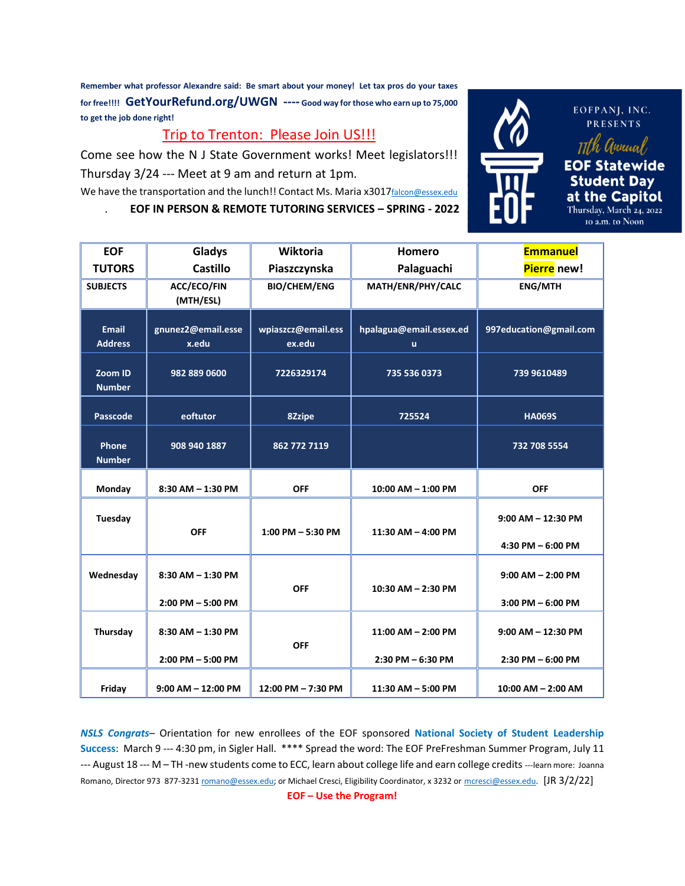**Remember what professor Alexandre said: Be smart about your money! Let tax pros do your taxes for free!!!! GetYourRefund.org/UWGN ---- Good way for those who earn up to 75,000 to get the job done right!**

## Trip to Trenton: Please Join US!!!

Come see how the N J State Government works! Meet legislators!!!
Thursday 3/24 --- Meet at 9 am and return at 1pm.
We have the transportation and the lunch!! Contact Ms. Maria x3017 falcon@essex.edu

EOFPANJ, INC. PRESENTS
11th Annual
**EOF Statewide Student Day at the Capitol**
Thursday, March 24, 2022
10 a.m. to Noon

### EOF IN PERSON & REMOTE TUTORING SERVICES – SPRING - 2022

| EOF TUTORS | Gladys Castillo | Wiktoria Piaszczynska | Homero Palaguachi | Emmanuel Pierre new! |
|---|---|---|---|---|
| SUBJECTS | ACC/ECO/FIN (MTH/ESL) | BIO/CHEM/ENG | MATH/ENR/PHY/CALC | ENG/MTH |
| Email Address | gnunez2@email.essex.edu | wpiaszcz@email.essex.edu | hpalagua@email.essex.edu | 997education@gmail.com |
| Zoom ID Number | 982 889 0600 | 7226329174 | 735 536 0373 | 739 9610489 |
| Passcode | eoftutor | 8Zzipe | 725524 | HA069S |
| Phone Number | 908 940 1887 | 862 772 7119 | | 732 708 5554 |
| Monday | 8:30 AM – 1:30 PM | OFF | 10:00 AM – 1:00 PM | OFF |
| Tuesday | OFF | 1:00 PM – 5:30 PM | 11:30 AM – 4:00 PM | 9:00 AM – 12:30 PM<br>4:30 PM – 6:00 PM |
| Wednesday | 8:30 AM – 1:30 PM<br>2:00 PM – 5:00 PM | OFF | 10:30 AM – 2:30 PM | 9:00 AM – 2:00 PM<br>3:00 PM – 6:00 PM |
| Thursday | 8:30 AM – 1:30 PM<br>2:00 PM – 5:00 PM | OFF | 11:00 AM – 2:00 PM<br>2:30 PM – 6:30 PM | 9:00 AM – 12:30 PM<br>2:30 PM – 6:00 PM |
| Friday | 9:00 AM – 12:00 PM | 12:00 PM – 7:30 PM | 11:30 AM – 5:00 PM | 10:00 AM – 2:00 AM |

***NSLS Congrats***– Orientation for new enrollees of the EOF sponsored **National Society of Student Leadership Success**: March 9 --- 4:30 pm, in Sigler Hall. **** Spread the word: The EOF PreFreshman Summer Program, July 11 --- August 18 --- M – TH -new students come to ECC, learn about college life and earn college credits ---learn more: Joanna Romano, Director 973 877-3231 romano@essex.edu; or Michael Cresci, Eligibility Coordinator, x 3232 or mcresci@essex.edu. [JR 3/2/22]

**EOF – Use the Program!**